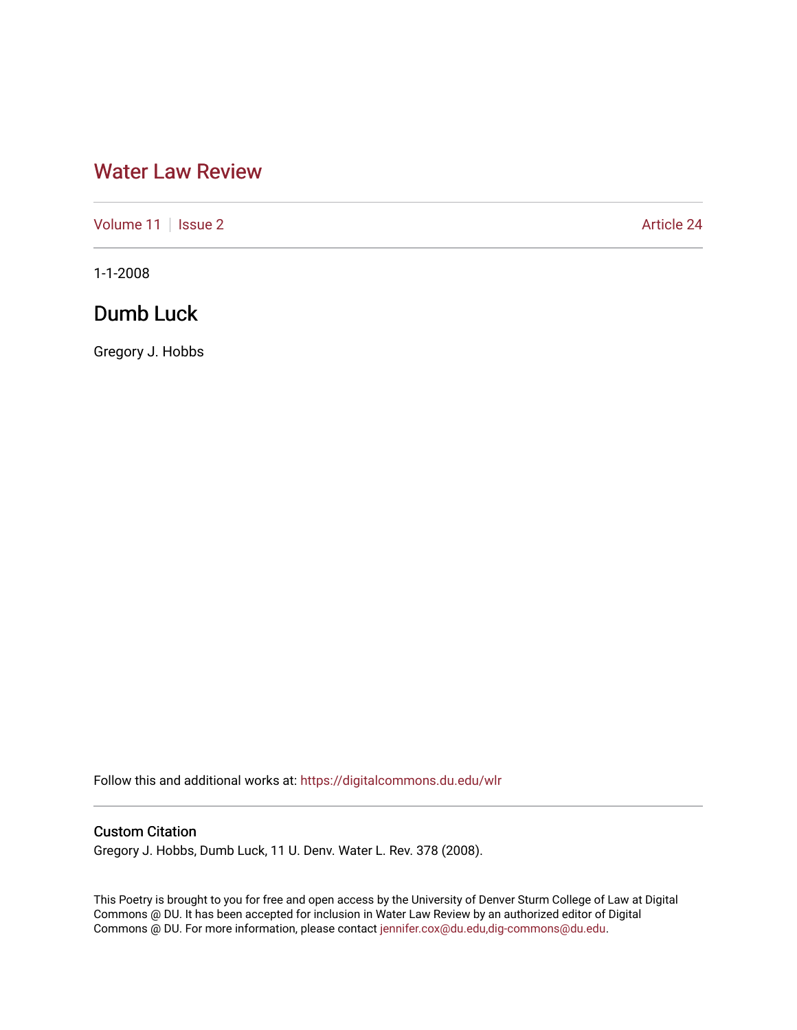# Water Law Review

Volume 11 | Issue 2 | Article 24

1-1-2008

## Dumb Luck

Gregory J. Hobbs

Follow this and additional works at: https://digitalcommons.du.edu/wlr

### Custom Citation

Gregory J. Hobbs, Dumb Luck, 11 U. Denv. Water L. Rev. 378 (2008).

This Poetry is brought to you for free and open access by the University of Denver Sturm College of Law at Digital Commons @ DU. It has been accepted for inclusion in Water Law Review by an authorized editor of Digital Commons @ DU. For more information, please contact jennifer.cox@du.edu,dig-commons@du.edu.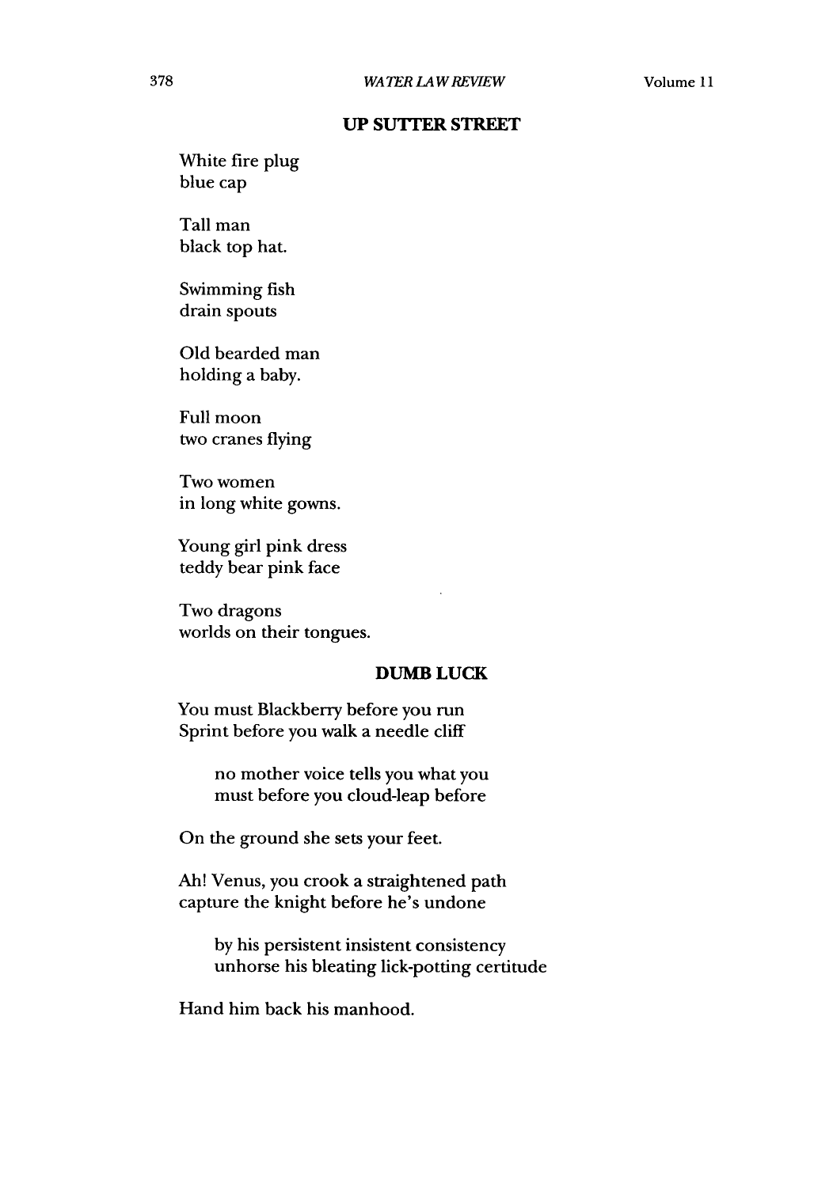## UP SUTTER STREET

White fire plug
blue cap

Tall man
black top hat.

Swimming fish
drain spouts

Old bearded man
holding a baby.

Full moon
two cranes flying

Two women
in long white gowns.

Young girl pink dress
teddy bear pink face

Two dragons
worlds on their tongues.

## DUMB LUCK

You must Blackberry before you run
Sprint before you walk a needle cliff

> no mother voice tells you what you
> must before you cloud-leap before

On the ground she sets your feet.

Ah! Venus, you crook a straightened path
capture the knight before he's undone

> by his persistent insistent consistency
> unhorse his bleating lick-potting certitude

Hand him back his manhood.